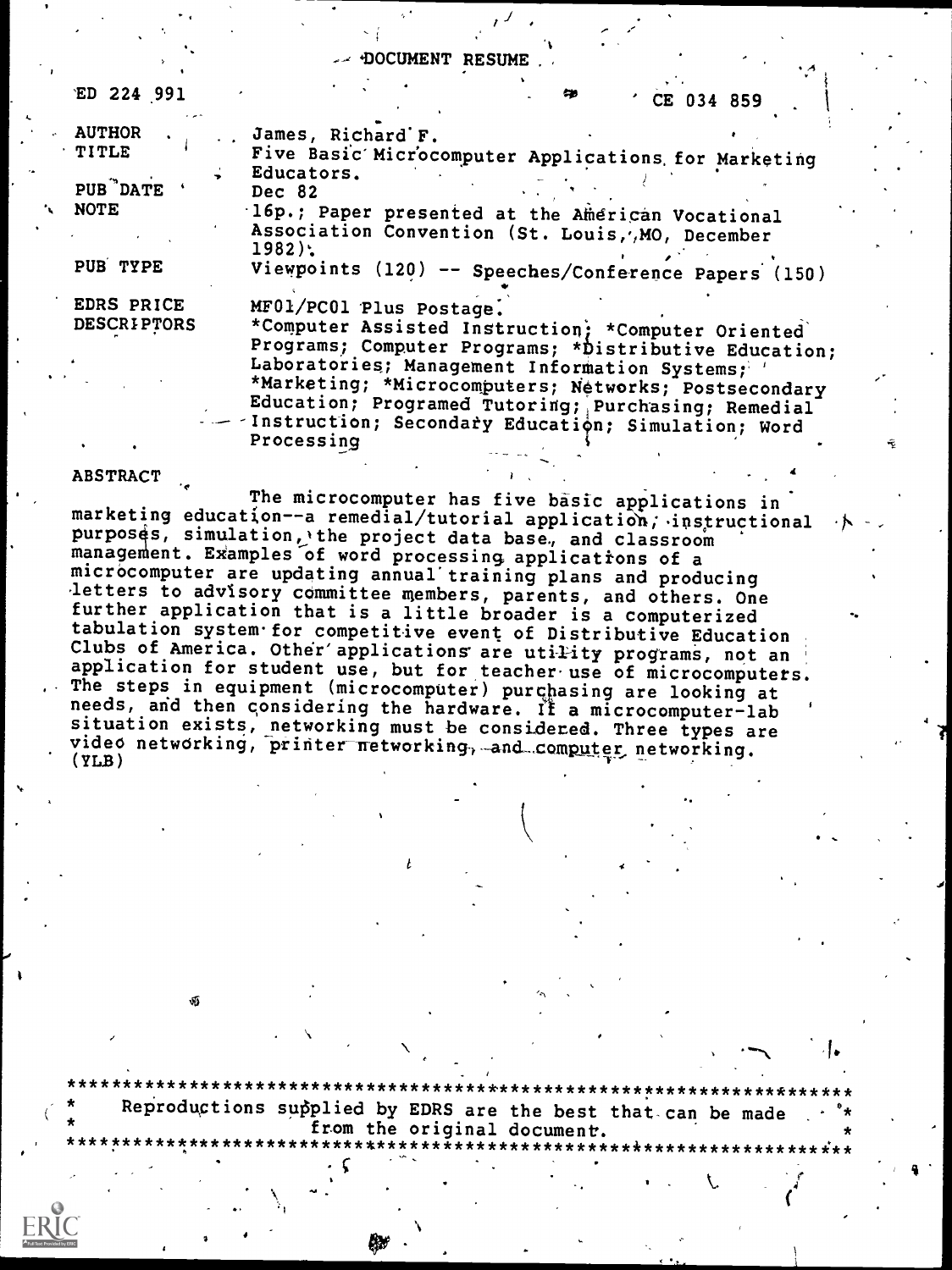DOCUMENT RESUME

| | |
|---|---|
| ED 224 991 | CE 034 859 |
| AUTHOR | James, Richard F. |
| TITLE | Five Basic Microcomputer Applications for Marketing Educators. |
| PUB DATE | Dec 82 |
| NOTE | 16p.; Paper presented at the American Vocational Association Convention (St. Louis, MO, December 1982). |
| PUB TYPE | Viewpoints (120) -- Speeches/Conference Papers (150) |
| EDRS PRICE | MF01/PC01 Plus Postage. |
| DESCRIPTORS | *Computer Assisted Instruction; *Computer Oriented Programs; Computer Programs; *Distributive Education; Laboratories; Management Information Systems; *Marketing; *Microcomputers; Networks; Postsecondary Education; Programed Tutoring; Purchasing; Remedial Instruction; Secondary Education; Simulation; Word Processing |

ABSTRACT

The microcomputer has five basic applications in marketing education--a remedial/tutorial application, instructional purposes, simulation, the project data base, and classroom management. Examples of word processing applications of a microcomputer are updating annual training plans and producing letters to advisory committee members, parents, and others. One further application that is a little broader is a computerized tabulation system for competitive event of Distributive Education Clubs of America. Other applications are utility programs, not an application for student use, but for teacher use of microcomputers. The steps in equipment (microcomputer) purchasing are looking at needs, and then considering the hardware. If a microcomputer-lab situation exists, networking must be considered. Three types are video networking, printer networking, and computer networking. (YLB)

***********************************************************************
* Reproductions supplied by EDRS are the best that can be made *
* from the original document. *
***********************************************************************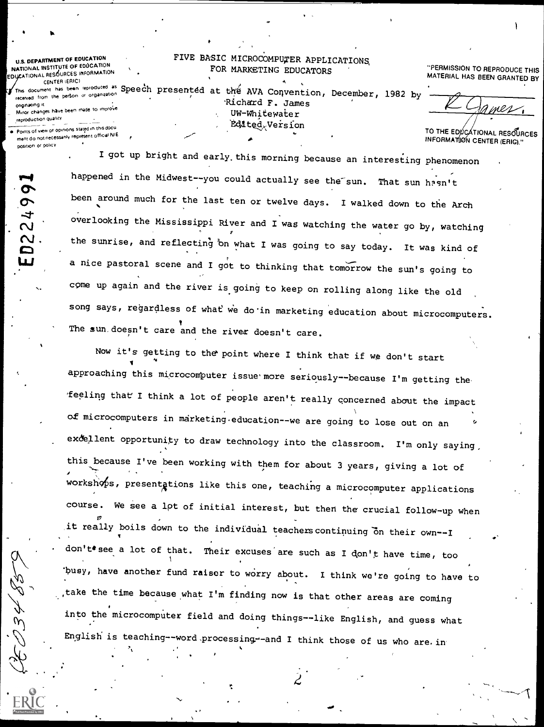U.S. DEPARTMENT OF EDUCATION
NATIONAL INSTITUTE OF EDUCATION
EDUCATIONAL RESOURCES INFORMATION CENTER (ERIC)

This document has been reproduced as received from the person or organization originating it.
Minor changes have been made to improve reproduction quality.

- Points of view or opinions stated in this document do not necessarily represent official NIE position or policy.

"PERMISSION TO REPRODUCE THIS MATERIAL HAS BEEN GRANTED BY R. James

TO THE EDUCATIONAL RESOURCES INFORMATION CENTER (ERIC)."

# FIVE BASIC MICROCOMPUTER APPLICATIONS FOR MARKETING EDUCATORS

Speech presented at the AVA Convention, December, 1982 by
Richard F. James
UW-Whitewater
Edited Version

I got up bright and early this morning because an interesting phenomenon happened in the Midwest--you could actually see the sun. That sun hasn't been around much for the last ten or twelve days. I walked down to the Arch overlooking the Mississippi River and I was watching the water go by, watching the sunrise, and reflecting on what I was going to say today. It was kind of a nice pastoral scene and I got to thinking that tomorrow the sun's going to come up again and the river is going to keep on rolling along like the old song says, regardless of what we do in marketing education about microcomputers. The sun doesn't care and the river doesn't care.

Now it's getting to the point where I think that if we don't start approaching this microcomputer issue more seriously--because I'm getting the feeling that I think a lot of people aren't really concerned about the impact of microcomputers in marketing education--we are going to lose out on an excellent opportunity to draw technology into the classroom. I'm only saying this because I've been working with them for about 3 years, giving a lot of workshops, presentations like this one, teaching a microcomputer applications course. We see a lot of initial interest, but then the crucial follow-up when it really boils down to the individual teachers continuing on their own--I don't see a lot of that. Their excuses are such as I don't have time, too busy, have another fund raiser to worry about. I think we're going to have to take the time because what I'm finding now is that other areas are coming into the microcomputer field and doing things--like English, and guess what English is teaching--word processing--and I think those of us who are in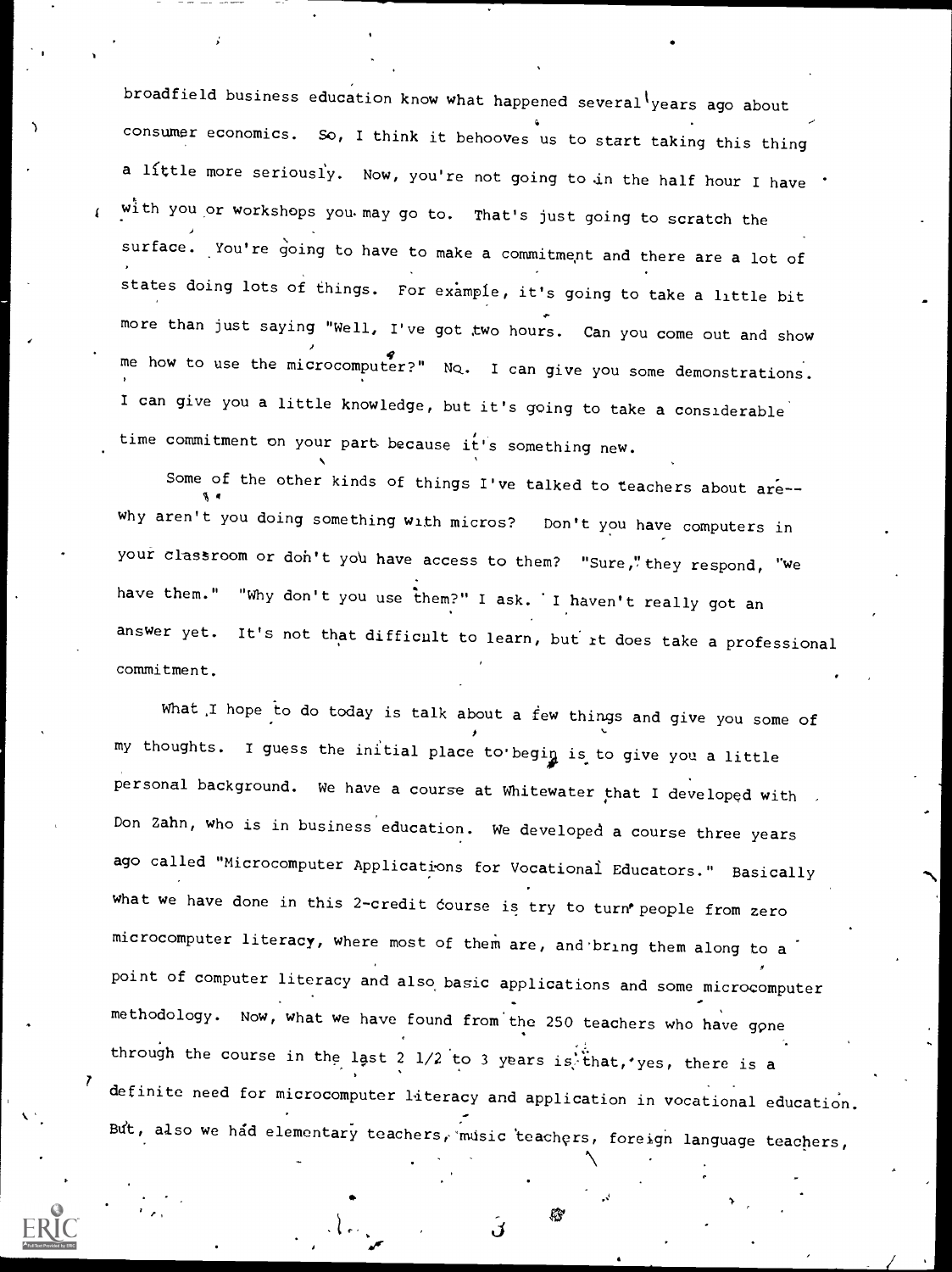broadfield business education know what happened several years ago about consumer economics. So, I think it behooves us to start taking this thing a little more seriously. Now, you're not going to in the half hour I have with you or workshops you may go to. That's just going to scratch the surface. You're going to have to make a commitment and there are a lot of states doing lots of things. For example, it's going to take a little bit more than just saying "Well, I've got two hours. Can you come out and show me how to use the microcomputer?" No. I can give you some demonstrations. I can give you a little knowledge, but it's going to take a considerable time commitment on your part because it's something new.

Some of the other kinds of things I've talked to teachers about are-- why aren't you doing something with micros? Don't you have computers in your classroom or don't you have access to them? "Sure," they respond, "We have them." "Why don't you use them?" I ask. I haven't really got an answer yet. It's not that difficult to learn, but it does take a professional commitment.

What I hope to do today is talk about a few things and give you some of my thoughts. I guess the initial place to begin is to give you a little personal background. We have a course at Whitewater that I developed with Don Zahn, who is in business education. We developed a course three years ago called "Microcomputer Applications for Vocational Educators." Basically what we have done in this 2-credit course is try to turn people from zero microcomputer literacy, where most of them are, and bring them along to a point of computer literacy and also basic applications and some microcomputer methodology. Now, what we have found from the 250 teachers who have gone through the course in the last 2 1/2 to 3 years is that, yes, there is a definite need for microcomputer literacy and application in vocational education. But, also we had elementary teachers, music teachers, foreign language teachers,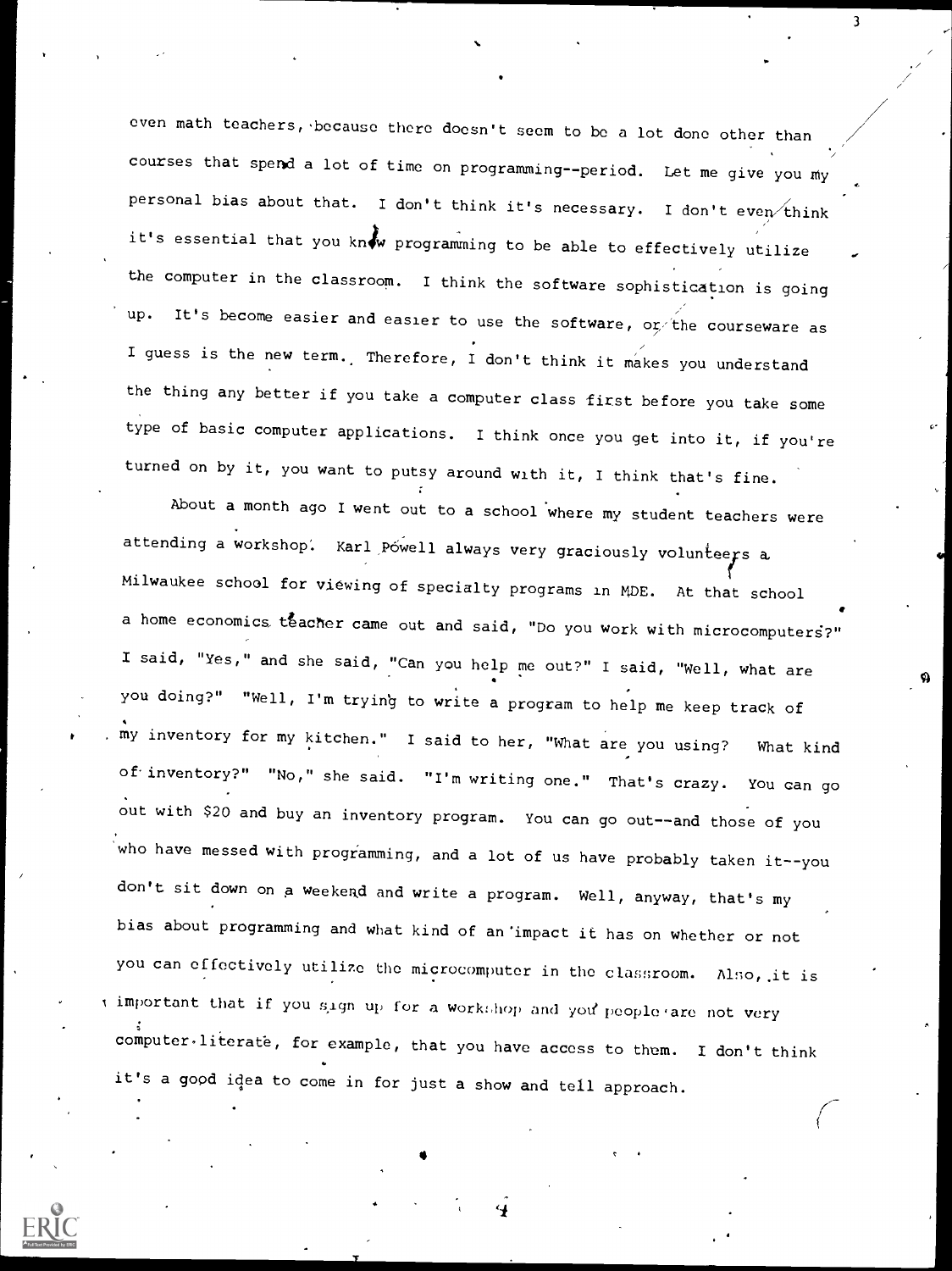even math teachers, because there doesn't seem to be a lot done other than courses that spend a lot of time on programming--period. Let me give you my personal bias about that. I don't think it's necessary. I don't even think it's essential that you know programming to be able to effectively utilize the computer in the classroom. I think the software sophistication is going up. It's become easier and easier to use the software, or the courseware as I guess is the new term. Therefore, I don't think it makes you understand the thing any better if you take a computer class first before you take some type of basic computer applications. I think once you get into it, if you're turned on by it, you want to putsy around with it, I think that's fine.

About a month ago I went out to a school where my student teachers were attending a workshop. Karl Powell always very graciously volunteers a Milwaukee school for viewing of specialty programs in MDE. At that school a home economics teacher came out and said, "Do you work with microcomputers?" I said, "Yes," and she said, "Can you help me out?" I said, "Well, what are you doing?" "Well, I'm trying to write a program to help me keep track of my inventory for my kitchen." I said to her, "What are you using? What kind of inventory?" "No," she said. "I'm writing one." That's crazy. You can go out with $20 and buy an inventory program. You can go out--and those of you who have messed with programming, and a lot of us have probably taken it--you don't sit down on a weekend and write a program. Well, anyway, that's my bias about programming and what kind of an impact it has on whether or not you can effectively utilize the microcomputer in the classroom. Also, it is important that if you sign up for a workshop and your people are not very computer-literate, for example, that you have access to them. I don't think it's a good idea to come in for just a show and tell approach.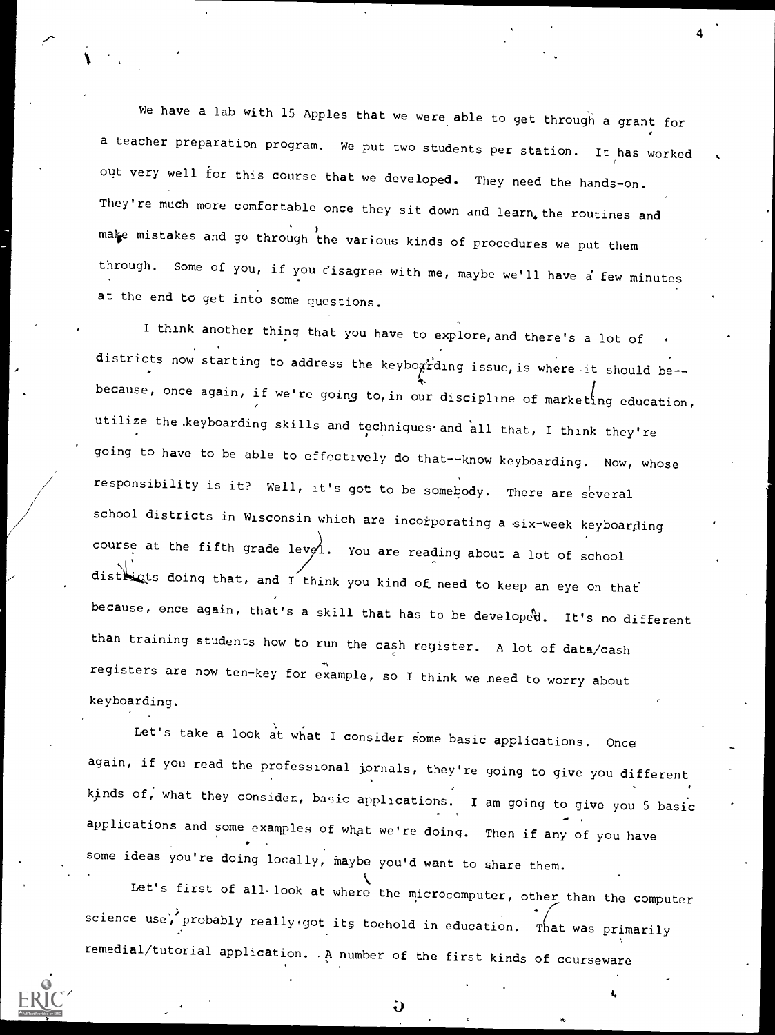We have a lab with 15 Apples that we were able to get through a grant for a teacher preparation program. We put two students per station. It has worked out very well for this course that we developed. They need the hands-on. They're much more comfortable once they sit down and learn the routines and make mistakes and go through the various kinds of procedures we put them through. Some of you, if you disagree with me, maybe we'll have a few minutes at the end to get into some questions.

I think another thing that you have to explore, and there's a lot of districts now starting to address the keyboarding issue, is where it should be-- because, once again, if we're going to, in our discipline of marketing education, utilize the keyboarding skills and techniques and all that, I think they're going to have to be able to effectively do that--know keyboarding. Now, whose responsibility is it? Well, it's got to be somebody. There are several school districts in Wisconsin which are incorporating a six-week keyboarding course at the fifth grade level. You are reading about a lot of school districts doing that, and I think you kind of need to keep an eye on that because, once again, that's a skill that has to be developed. It's no different than training students how to run the cash register. A lot of data/cash registers are now ten-key for example, so I think we need to worry about keyboarding.

Let's take a look at what I consider some basic applications. Once again, if you read the professional jornals, they're going to give you different kinds of, what they consider, basic applications. I am going to give you 5 basic applications and some examples of what we're doing. Then if any of you have some ideas you're doing locally, maybe you'd want to share them.

Let's first of all look at where the microcomputer, other than the computer science use, probably really got its toehold in education. That was primarily remedial/tutorial application. A number of the first kinds of courseware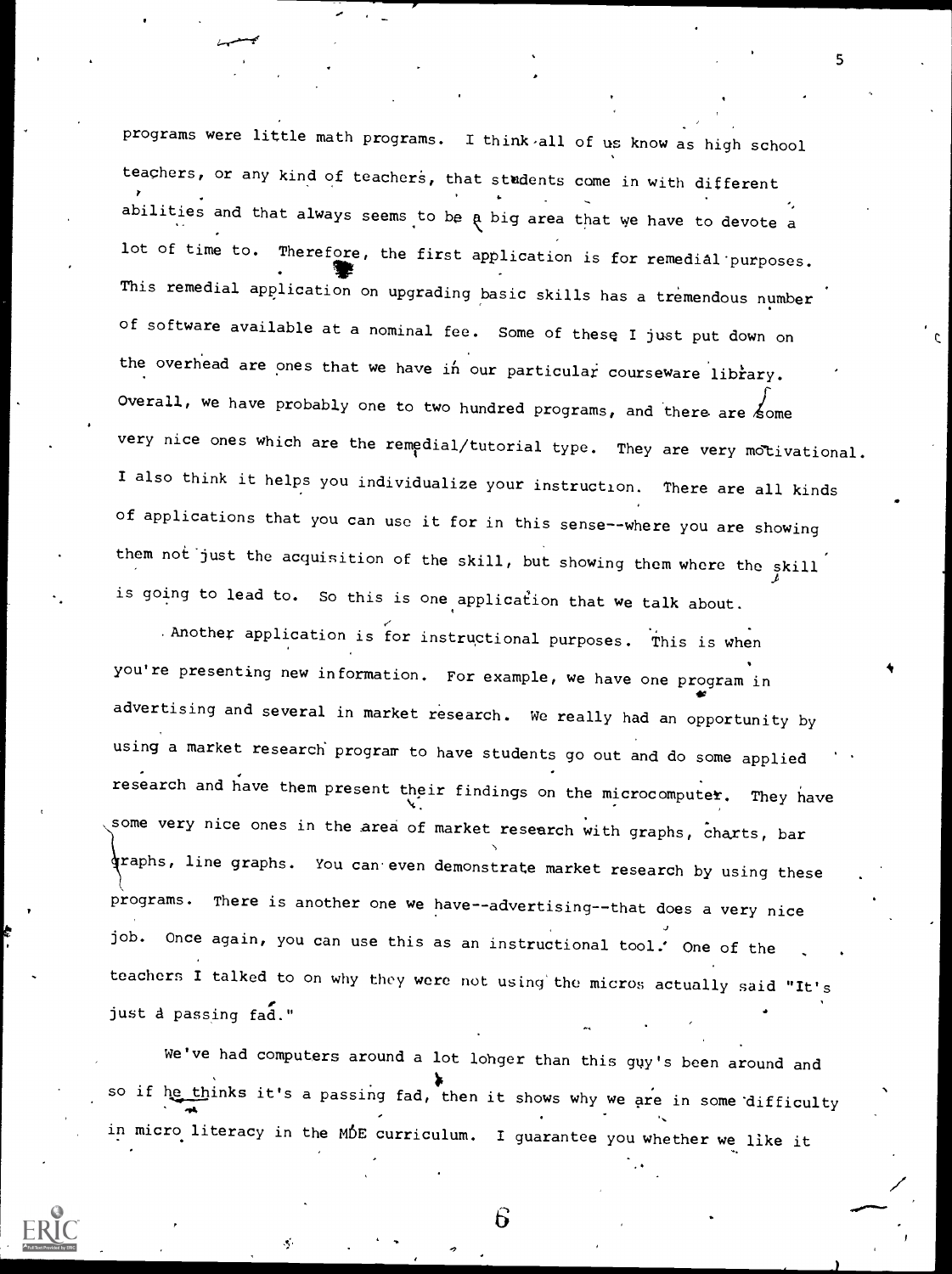programs were little math programs. I think all of us know as high school teachers, or any kind of teachers, that students come in with different abilities and that always seems to be a big area that we have to devote a lot of time to. Therefore, the first application is for remedial purposes. This remedial application on upgrading basic skills has a tremendous number of software available at a nominal fee. Some of these I just put down on the overhead are ones that we have in our particular courseware library. Overall, we have probably one to two hundred programs, and there are some very nice ones which are the remedial/tutorial type. They are very motivational. I also think it helps you individualize your instruction. There are all kinds of applications that you can use it for in this sense--where you are showing them not just the acquisition of the skill, but showing them where the skill is going to lead to. So this is one application that we talk about.

Another application is for instructional purposes. This is when you're presenting new information. For example, we have one program in advertising and several in market research. We really had an opportunity by using a market research program to have students go out and do some applied research and have them present their findings on the microcomputer. They have some very nice ones in the area of market research with graphs, charts, bar graphs, line graphs. You can even demonstrate market research by using these programs. There is another one we have--advertising--that does a very nice job. Once again, you can use this as an instructional tool. One of the teachers I talked to on why they were not using the micros actually said "It's just a passing fad."

We've had computers around a lot longer than this guy's been around and so if he thinks it's a passing fad, then it shows why we are in some difficulty in micro literacy in the MDE curriculum. I guarantee you whether we like it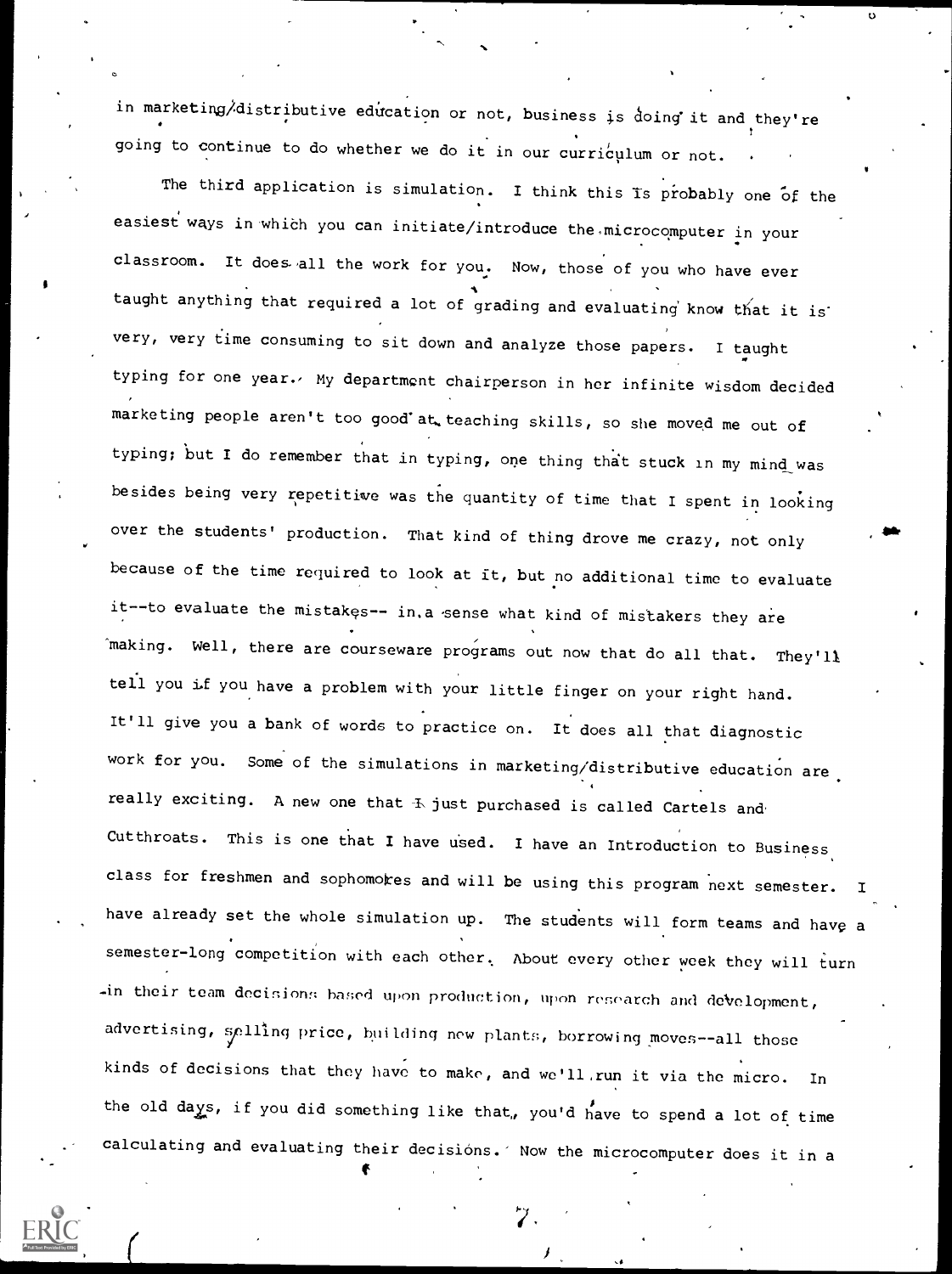in marketing/distributive education or not, business is doing it and they're going to continue to do whether we do it in our curriculum or not.

The third application is simulation. I think this is probably one of the easiest ways in which you can initiate/introduce the microcomputer in your classroom. It does all the work for you. Now, those of you who have ever taught anything that required a lot of grading and evaluating know that it is very, very time consuming to sit down and analyze those papers. I taught typing for one year. My department chairperson in her infinite wisdom decided marketing people aren't too good at teaching skills, so she moved me out of typing; but I do remember that in typing, one thing that stuck in my mind was besides being very repetitive was the quantity of time that I spent in looking over the students' production. That kind of thing drove me crazy, not only because of the time required to look at it, but no additional time to evaluate it--to evaluate the mistakes-- in a sense what kind of mistakers they are making. Well, there are courseware programs out now that do all that. They'll tell you if you have a problem with your little finger on your right hand. It'll give you a bank of words to practice on. It does all that diagnostic work for you. Some of the simulations in marketing/distributive education are really exciting. A new one that I just purchased is called Cartels and Cutthroats. This is one that I have used. I have an Introduction to Business class for freshmen and sophomores and will be using this program next semester. I have already set the whole simulation up. The students will form teams and have a semester-long competition with each other. About every other week they will turn in their team decisions based upon production, upon research and development, advertising, selling price, building new plants, borrowing moves--all those kinds of decisions that they have to make, and we'll run it via the micro. In the old days, if you did something like that, you'd have to spend a lot of time calculating and evaluating their decisions. Now the microcomputer does it in a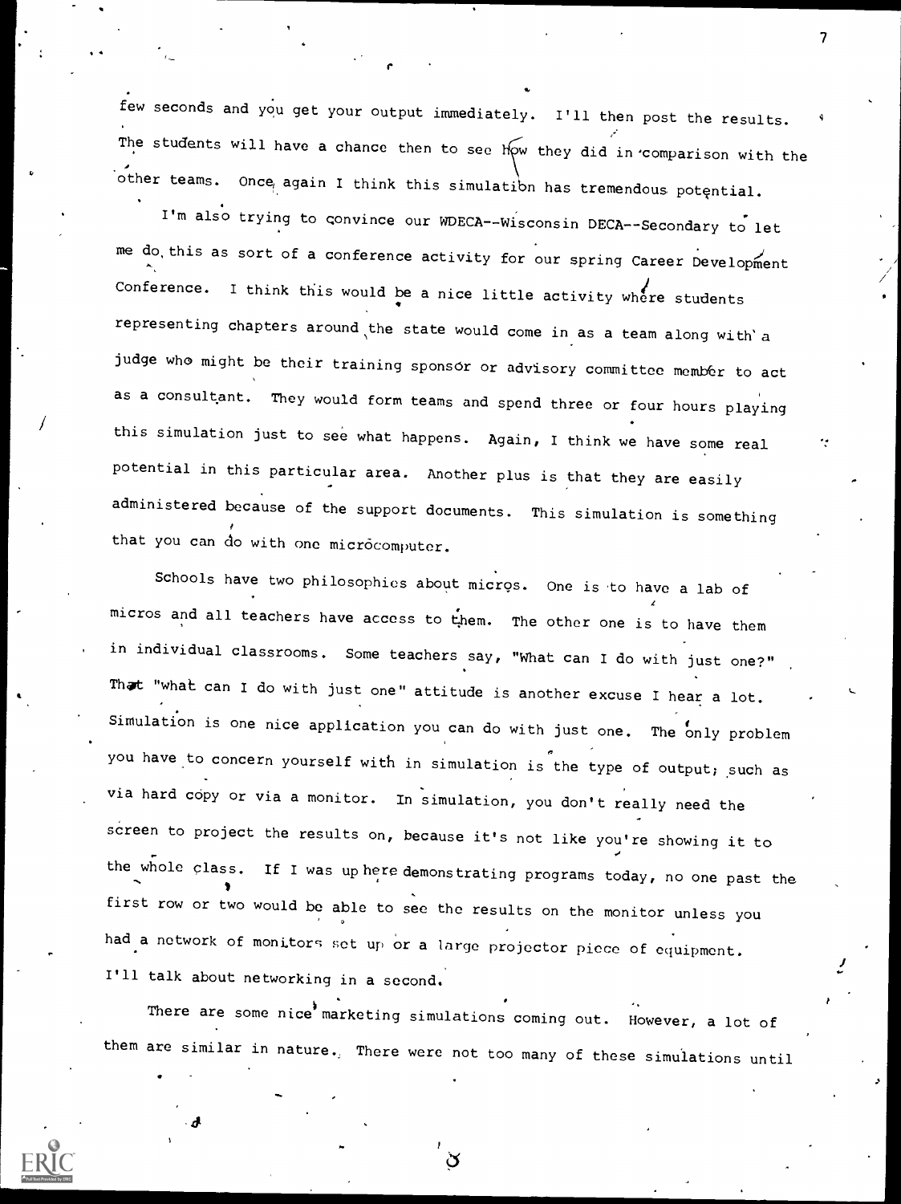few seconds and you get your output immediately. I'll then post the results. The students will have a chance then to see how they did in comparison with the other teams. Once again I think this simulation has tremendous potential.

I'm also trying to convince our WDECA--Wisconsin DECA--Secondary to let me do this as sort of a conference activity for our spring Career Development Conference. I think this would be a nice little activity where students representing chapters around the state would come in as a team along with a judge who might be their training sponsor or advisory committee member to act as a consultant. They would form teams and spend three or four hours playing this simulation just to see what happens. Again, I think we have some real potential in this particular area. Another plus is that they are easily administered because of the support documents. This simulation is something that you can do with one microcomputer.

Schools have two philosophies about micros. One is to have a lab of micros and all teachers have access to them. The other one is to have them in individual classrooms. Some teachers say, "What can I do with just one?" That "what can I do with just one" attitude is another excuse I hear a lot. Simulation is one nice application you can do with just one. The only problem you have to concern yourself with in simulation is the type of output; such as via hard copy or via a monitor. In simulation, you don't really need the screen to project the results on, because it's not like you're showing it to the whole class. If I was up here demonstrating programs today, no one past the first row or two would be able to see the results on the monitor unless you had a network of monitors set up or a large projector piece of equipment. I'll talk about networking in a second.

There are some nice marketing simulations coming out. However, a lot of them are similar in nature. There were not too many of these simulations until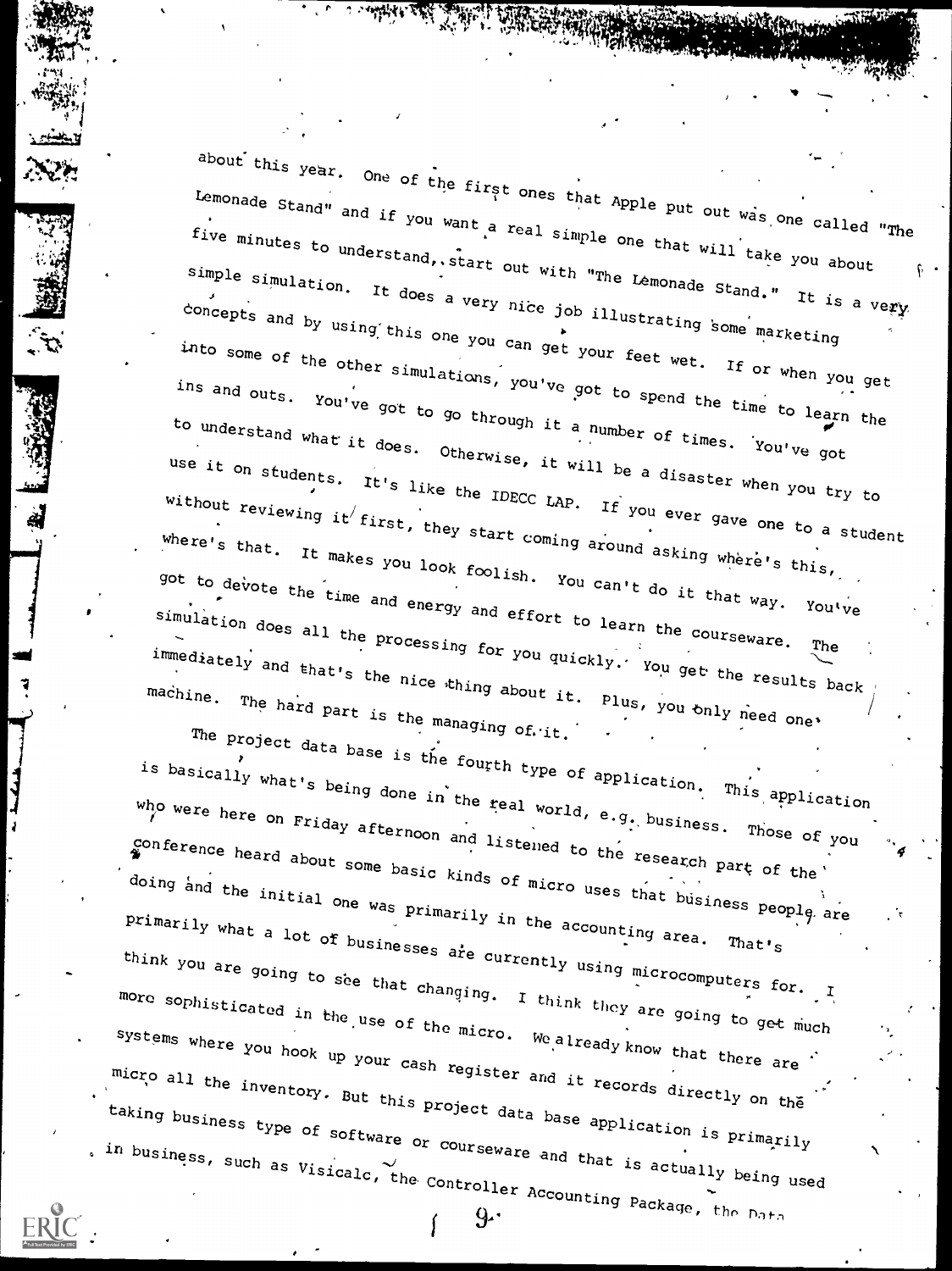about this year. One of the first ones that Apple put out was one called "The Lemonade Stand" and if you want a real simple one that will take you about five minutes to understand, start out with "The Lemonade Stand." It is a very simple simulation. It does a very nice job illustrating some marketing concepts and by using this one you can get your feet wet. If or when you get into some of the other simulations, you've got to spend the time to learn the ins and outs. You've got to go through it a number of times. You've got to understand what it does. Otherwise, it will be a disaster when you try to use it on students. It's like the IDECC LAP. If you ever gave one to a student without reviewing it first, they start coming around asking where's this, where's that. It makes you look foolish. You can't do it that way. You've got to devote the time and energy and effort to learn the courseware. The simulation does all the processing for you quickly. You get the results back immediately and that's the nice thing about it. Plus, you only need one machine. The hard part is the managing of it.

The project data base is the fourth type of application. This application is basically what's being done in the real world, e.g. business. Those of you who were here on Friday afternoon and listened to the research part of the conference heard about some basic kinds of micro uses that business people are doing and the initial one was primarily in the accounting area. That's primarily what a lot of businesses are currently using microcomputers for. I think you are going to see that changing. I think they are going to get much more sophisticated in the use of the micro. We already know that there are systems where you hook up your cash register and it records directly on the micro all the inventory. But this project data base application is primarily taking business type of software or courseware and that is actually being used in business, such as Visicalc, the Controller Accounting Package, the Data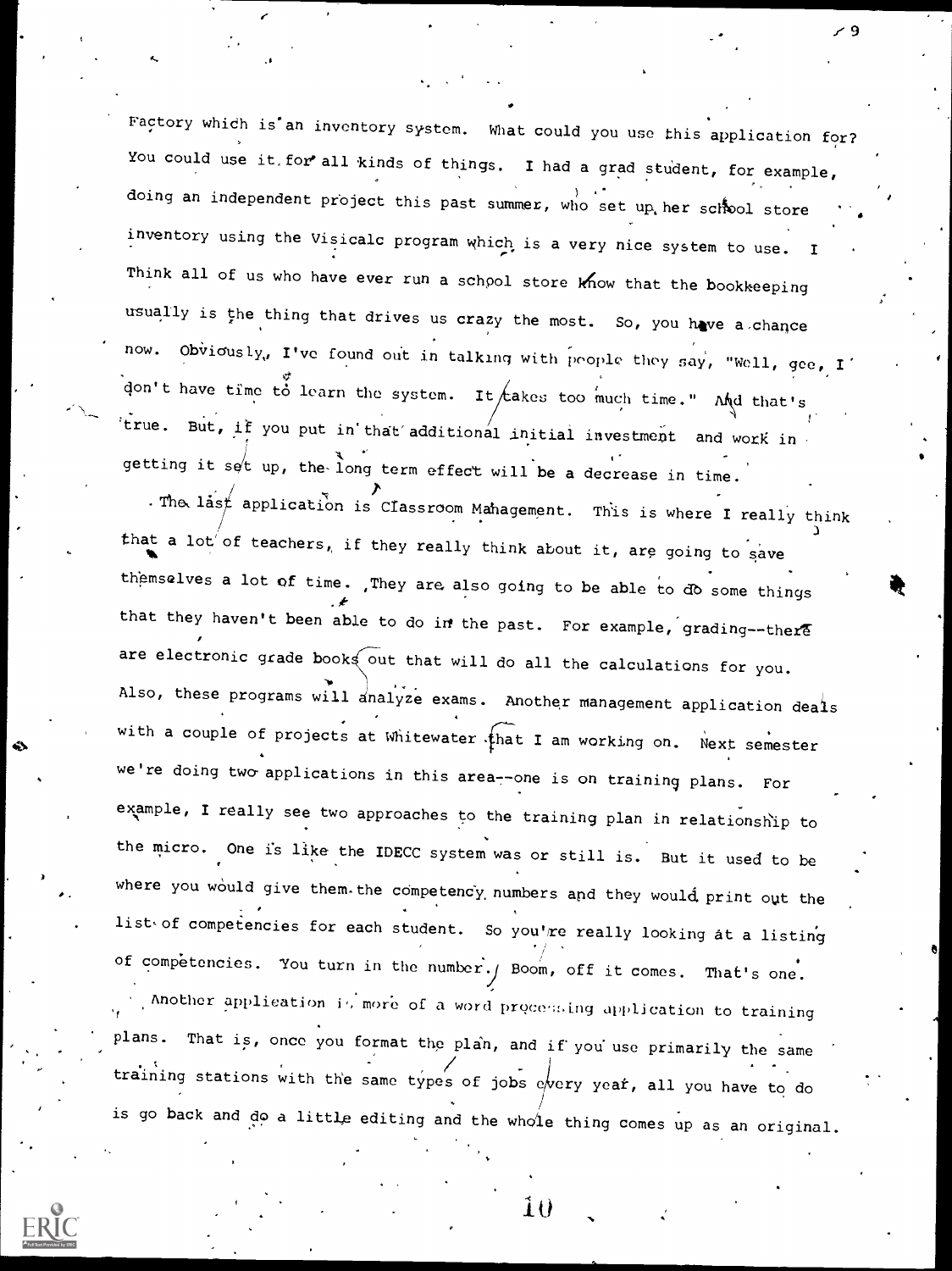Factory which is an inventory system. What could you use this application for? You could use it for all kinds of things. I had a grad student, for example, doing an independent project this past summer, who set up her school store inventory using the Visicalc program which is a very nice system to use. I think all of us who have ever run a school store know that the bookkeeping usually is the thing that drives us crazy the most. So, you have a chance now. Obviously, I've found out in talking with people they say, "Well, gee, I don't have time to learn the system. It takes too much time." And that's true. But, if you put in that additional initial investment and work in getting it set up, the long term effect will be a decrease in time.

The last application is Classroom Management. This is where I really think that a lot of teachers, if they really think about it, are going to save themselves a lot of time. They are also going to be able to do some things that they haven't been able to do in the past. For example, grading--there are electronic grade books out that will do all the calculations for you. Also, these programs will analyze exams. Another management application deals with a couple of projects at Whitewater that I am working on. Next semester we're doing two applications in this area--one is on training plans. For example, I really see two approaches to the training plan in relationship to the micro. One is like the IDECC system was or still is. But it used to be where you would give them the competency numbers and they would print out the list of competencies for each student. So you're really looking at a listing of competencies. You turn in the number. Boom, off it comes. That's one.

Another application is more of a word processing application to training plans. That is, once you format the plan, and if you use primarily the same training stations with the same types of jobs every year, all you have to do is go back and do a little editing and the whole thing comes up as an original.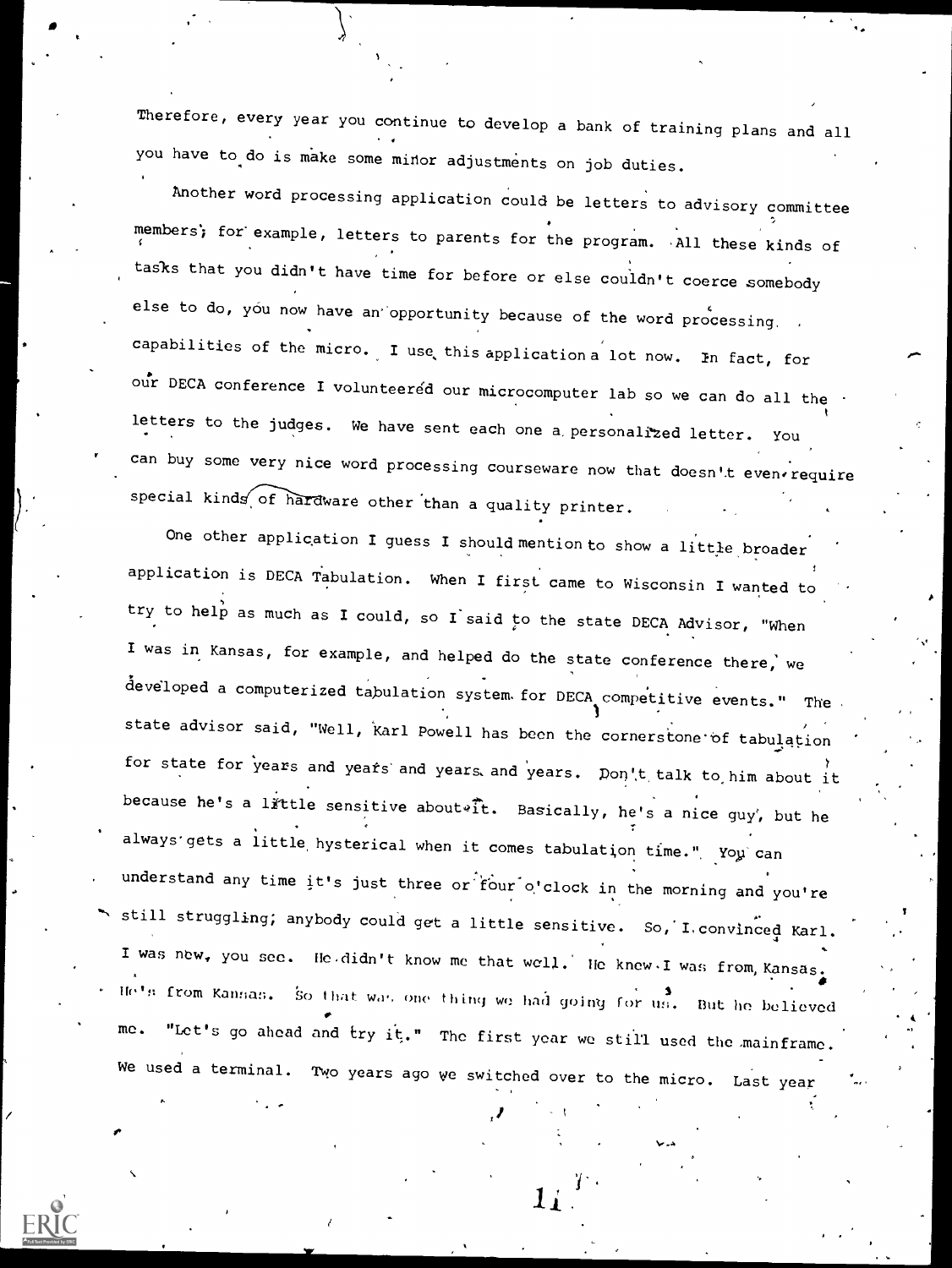Therefore, every year you continue to develop a bank of training plans and all you have to do is make some minor adjustments on job duties.

Another word processing application could be letters to advisory committee members; for example, letters to parents for the program. All these kinds of tasks that you didn't have time for before or else couldn't coerce somebody else to do, you now have an opportunity because of the word processing capabilities of the micro. I use this application a lot now. In fact, for our DECA conference I volunteered our microcomputer lab so we can do all the letters to the judges. We have sent each one a personalized letter. You can buy some very nice word processing courseware now that doesn't even require special kinds of hardware other than a quality printer.

One other application I guess I should mention to show a little broader application is DECA Tabulation. When I first came to Wisconsin I wanted to try to help as much as I could, so I said to the state DECA Advisor, "When I was in Kansas, for example, and helped do the state conference there, we developed a computerized tabulation system for DECA competitive events." The state advisor said, "Well, Karl Powell has been the cornerstone of tabulation for state for years and years and years and years. Don't talk to him about it because he's a little sensitive about it. Basically, he's a nice guy, but he always gets a little hysterical when it comes tabulation time." You can understand any time it's just three or four o'clock in the morning and you're still struggling; anybody could get a little sensitive. So, I convinced Karl. I was new, you see. He didn't know me that well. He knew I was from Kansas. He's from Kansas. So that was one thing we had going for us. But he believed me. "Let's go ahead and try it." The first year we still used the mainframe. We used a terminal. Two years ago we switched over to the micro. Last year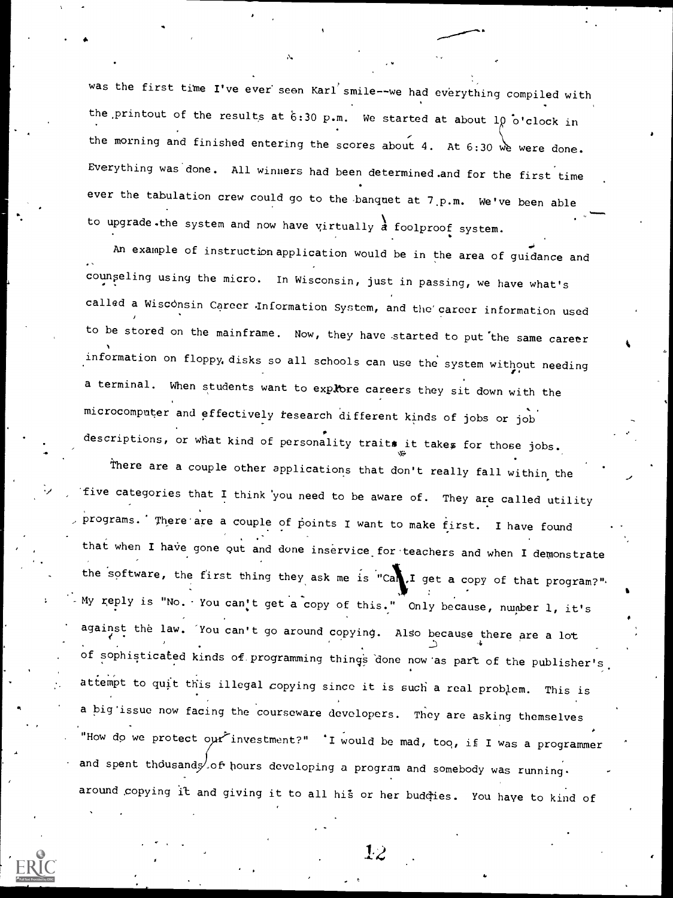was the first time I've ever seen Karl smile--we had everything compiled with the printout of the results at 6:30 p.m. We started at about 10 o'clock in the morning and finished entering the scores about 4. At 6:30 we were done. Everything was done. All winners had been determined and for the first time ever the tabulation crew could go to the banquet at 7 p.m. We've been able to upgrade the system and now have virtually a foolproof system.

An example of instruction application would be in the area of guidance and counseling using the micro. In Wisconsin, just in passing, we have what's called a Wisconsin Career Information System, and the career information used to be stored on the mainframe. Now, they have started to put the same career information on floppy disks so all schools can use the system without needing a terminal. When students want to explore careers they sit down with the microcomputer and effectively research different kinds of jobs or job descriptions, or what kind of personality traits it takes for those jobs.

There are a couple other applications that don't really fall within the five categories that I think you need to be aware of. They are called utility programs. There are a couple of points I want to make first. I have found that when I have gone out and done inservice for teachers and when I demonstrate the software, the first thing they ask me is "Can I get a copy of that program?" My reply is "No. You can't get a copy of this." Only because, number 1, it's against the law. You can't go around copying. Also because there are a lot of sophisticated kinds of programming things done now as part of the publisher's attempt to quit this illegal copying since it is such a real problem. This is a big issue now facing the courseware developers. They are asking themselves "How do we protect our investment?" I would be mad, too, if I was a programmer and spent thousands of hours developing a program and somebody was running around copying it and giving it to all his or her buddies. You have to kind of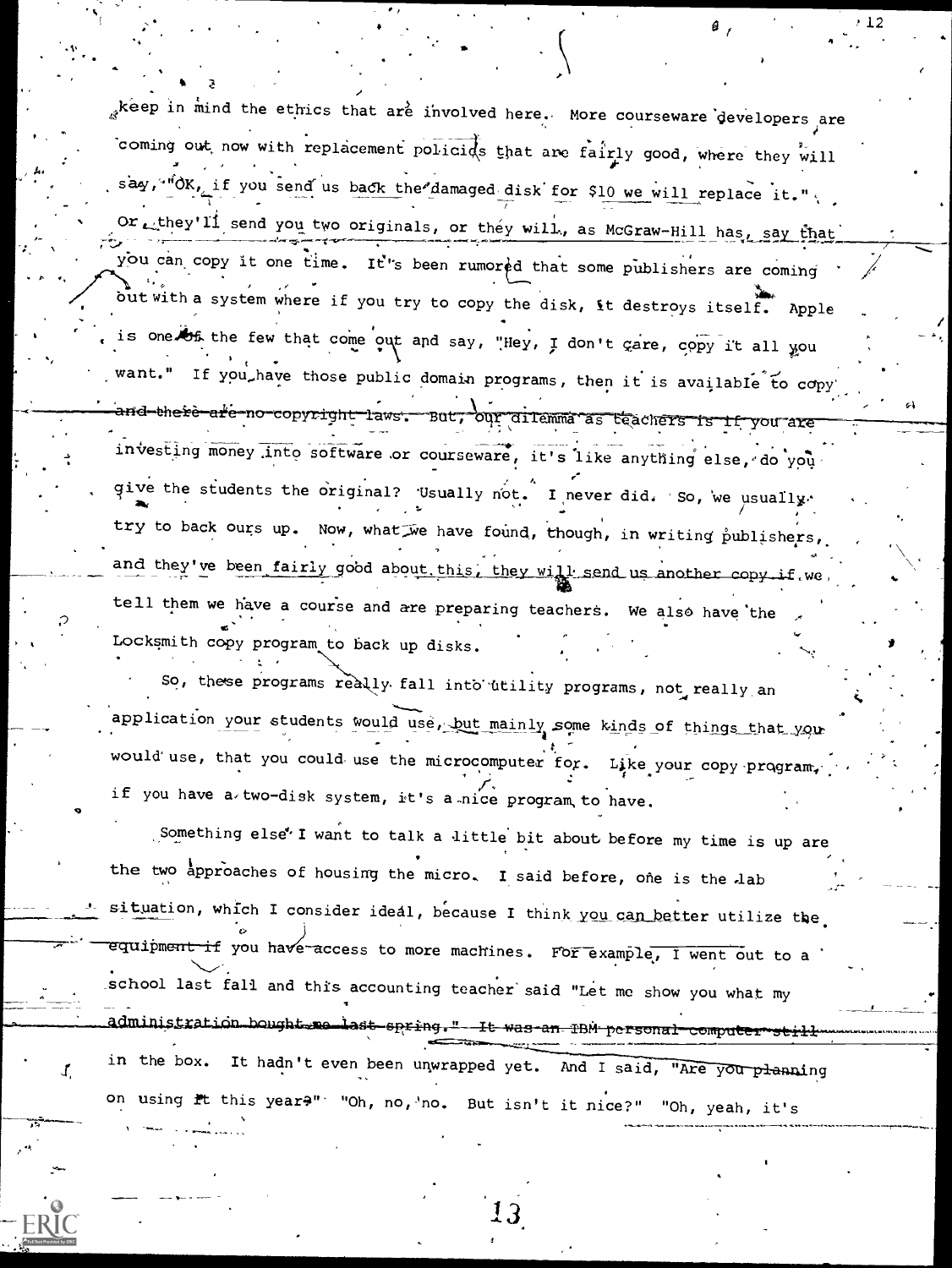keep in mind the ethics that are involved here. More courseware developers are coming out now with replacement policies that are fairly good, where they will say, "OK, if you send us back the damaged disk for $10 we will replace it." Or they'll send you two originals, or they will, as McGraw-Hill has, say that you can copy it one time. It's been rumored that some publishers are coming out with a system where if you try to copy the disk, it destroys itself. Apple is one of the few that come out and say, "Hey, I don't care, copy it all you want." If you have those public domain programs, then it is available to copy and there are no copyright laws. But, our dilemma as teachers is if you are investing money into software or courseware, it's like anything else, do you give the students the original? Usually not. I never did. So, we usually try to back ours up. Now, what we have found, though, in writing publishers, and they've been fairly good about this, they will send us another copy if we tell them we have a course and are preparing teachers. We also have the Locksmith copy program to back up disks.

So, these programs really fall into utility programs, not really an application your students would use, but mainly some kinds of things that you would use, that you could use the microcomputer for. Like your copy program, if you have a two-disk system, it's a nice program to have.

Something else I want to talk a little bit about before my time is up are the two approaches of housing the micro. I said before, one is the lab situation, which I consider ideal, because I think you can better utilize the equipment if you have access to more machines. For example, I went out to a school last fall and this accounting teacher said "Let me show you what my administration bought me last spring." It was an IBM personal computer still in the box. It hadn't even been unwrapped yet. And I said, "Are you planning on using it this year?" "Oh, no, no. But isn't it nice?" "Oh, yeah, it's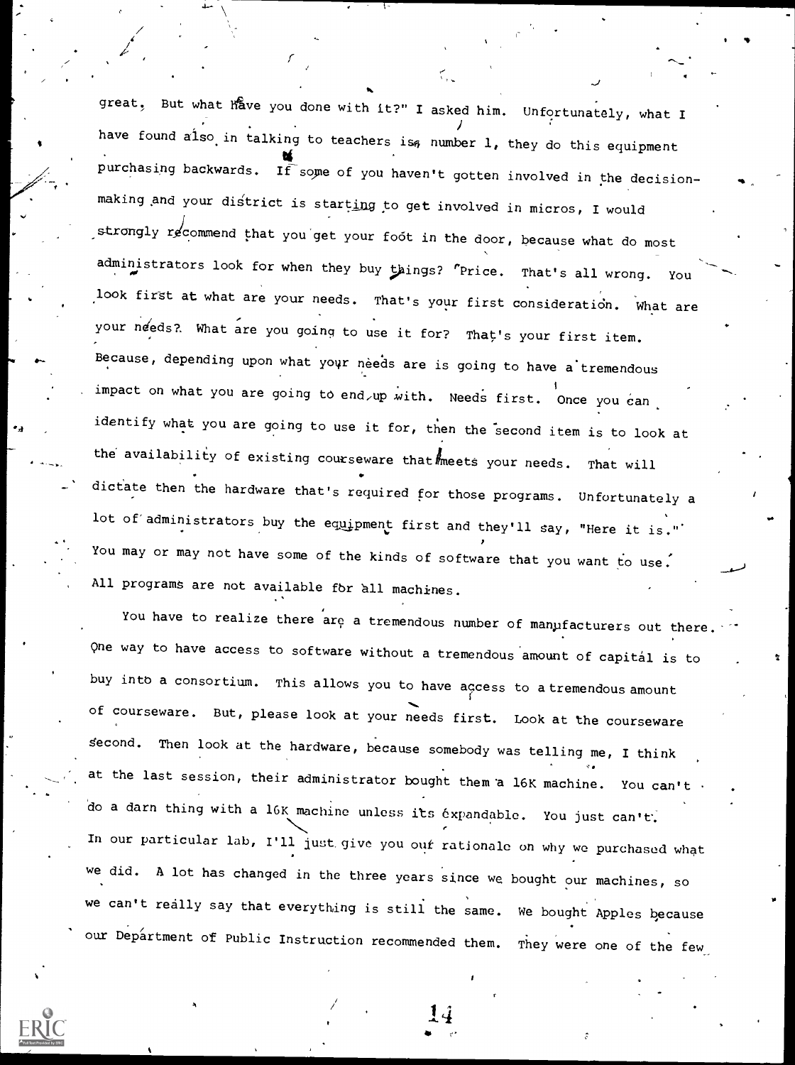great. But what have you done with it?" I asked him. Unfortunately, what I have found also in talking to teachers is, number 1, they do this equipment purchasing backwards. If some of you haven't gotten involved in the decision-making and your district is starting to get involved in micros, I would strongly recommend that you get your foot in the door, because what do most administrators look for when they buy things? Price. That's all wrong. You look first at what are your needs. That's your first consideration. What are your needs? What are you going to use it for? That's your first item. Because, depending upon what your needs are is going to have a tremendous impact on what you are going to end up with. Needs first. Once you can identify what you are going to use it for, then the second item is to look at the availability of existing courseware that meets your needs. That will dictate then the hardware that's required for those programs. Unfortunately a lot of administrators buy the equipment first and they'll say, "Here it is." You may or may not have some of the kinds of software that you want to use. All programs are not available for all machines.

You have to realize there are a tremendous number of manufacturers out there. One way to have access to software without a tremendous amount of capital is to buy into a consortium. This allows you to have access to a tremendous amount of courseware. But, please look at your needs first. Look at the courseware second. Then look at the hardware, because somebody was telling me, I think at the last session, their administrator bought them a 16K machine. You can't do a darn thing with a 16K machine unless its expandable. You just can't. In our particular lab, I'll just give you our rationale on why we purchased what we did. A lot has changed in the three years since we bought our machines, so we can't really say that everything is still the same. We bought Apples because our Department of Public Instruction recommended them. They were one of the few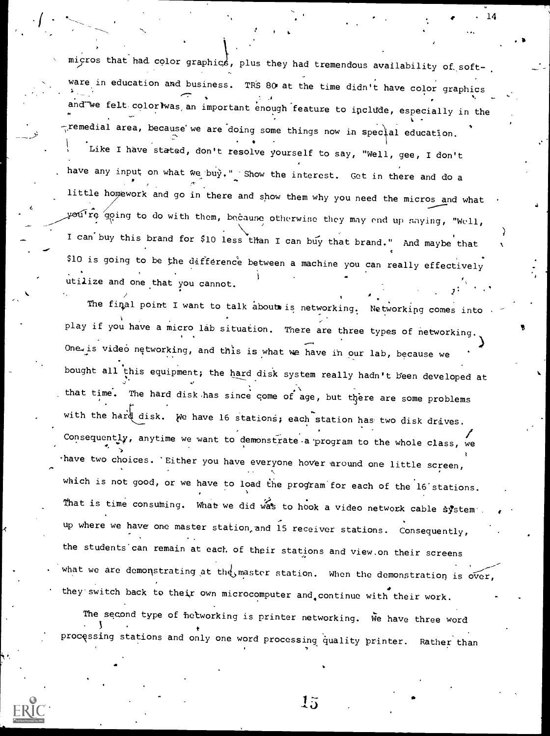micros that had color graphics, plus they had tremendous availability of software in education and business. TRS 80 at the time didn't have color graphics and we felt color was an important enough feature to include, especially in the remedial area, because we are doing some things now in special education.

Like I have stated, don't resolve yourself to say, "Well, gee, I don't have any input on what we buy." Show the interest. Get in there and do a little homework and go in there and show them why you need the micros and what you're going to do with them, because otherwise they may end up saying, "Well, I can buy this brand for $10 less than I can buy that brand." And maybe that $10 is going to be the difference between a machine you can really effectively utilize and one that you cannot.

The final point I want to talk about is networking. Networking comes into play if you have a micro lab situation. There are three types of networking. One is video networking, and this is what we have in our lab, because we bought all this equipment; the hard disk system really hadn't been developed at that time. The hard disk has since come of age, but there are some problems with the hard disk. We have 16 stations; each station has two disk drives. Consequently, anytime we want to demonstrate a program to the whole class, we have two choices. Either you have everyone hover around one little screen, which is not good, or we have to load the program for each of the 16 stations. That is time consuming. What we did was to hook a video network cable system up where we have one master station and 15 receiver stations. Consequently, the students can remain at each of their stations and view on their screens what we are demonstrating at the master station. When the demonstration is over, they switch back to their own microcomputer and continue with their work.

The second type of networking is printer networking. We have three word processing stations and only one word processing quality printer. Rather than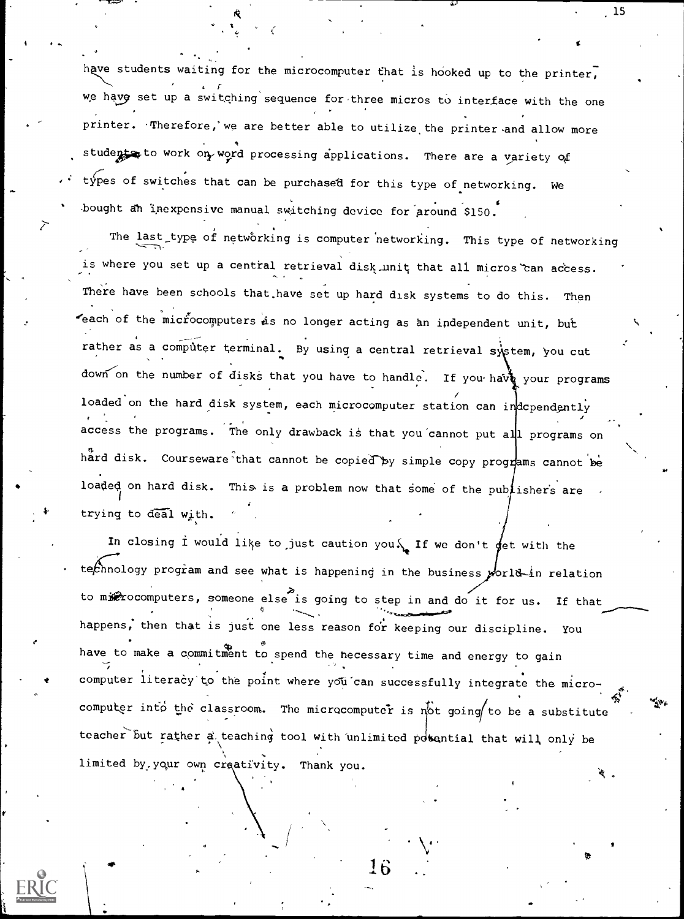have students waiting for the microcomputer that is hooked up to the printer, we have set up a switching sequence for three micros to interface with the one printer. Therefore, we are better able to utilize the printer and allow more students to work on word processing applications. There are a variety of types of switches that can be purchased for this type of networking. We bought an inexpensive manual switching device for around $150.

The last type of networking is computer networking. This type of networking is where you set up a central retrieval disk unit that all micros can access. There have been schools that have set up hard disk systems to do this. Then each of the microcomputers is no longer acting as an independent unit, but rather as a computer terminal. By using a central retrieval system, you cut down on the number of disks that you have to handle. If you have your programs loaded on the hard disk system, each microcomputer station can independently access the programs. The only drawback is that you cannot put all programs on hard disk. Courseware that cannot be copied by simple copy programs cannot be loaded on hard disk. This is a problem now that some of the publishers are trying to deal with.

In closing I would like to just caution you. If we don't get with the technology program and see what is happening in the business world in relation to microcomputers, someone else is going to step in and do it for us. If that happens, then that is just one less reason for keeping our discipline. You have to make a commitment to spend the necessary time and energy to gain computer literacy to the point where you can successfully integrate the microcomputer into the classroom. The microcomputer is not going to be a substitute teacher but rather a teaching tool with unlimited potential that will only be limited by your own creativity. Thank you.